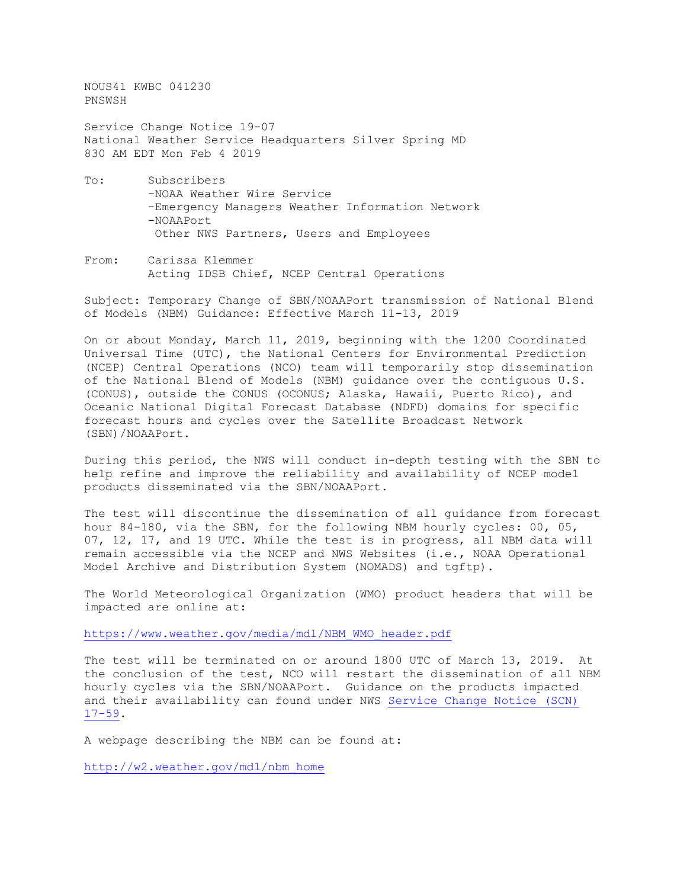NOUS41 KWBC 041230
PNSWSH

Service Change Notice 19-07
National Weather Service Headquarters Silver Spring MD
830 AM EDT Mon Feb 4 2019

To: Subscribers
-NOAA Weather Wire Service
-Emergency Managers Weather Information Network
-NOAAPort
Other NWS Partners, Users and Employees

From: Carissa Klemmer
Acting IDSB Chief, NCEP Central Operations

Subject: Temporary Change of SBN/NOAAPort transmission of National Blend of Models (NBM) Guidance: Effective March 11-13, 2019

On or about Monday, March 11, 2019, beginning with the 1200 Coordinated Universal Time (UTC), the National Centers for Environmental Prediction (NCEP) Central Operations (NCO) team will temporarily stop dissemination of the National Blend of Models (NBM) guidance over the contiguous U.S. (CONUS), outside the CONUS (OCONUS; Alaska, Hawaii, Puerto Rico), and Oceanic National Digital Forecast Database (NDFD) domains for specific forecast hours and cycles over the Satellite Broadcast Network (SBN)/NOAAPort.

During this period, the NWS will conduct in-depth testing with the SBN to help refine and improve the reliability and availability of NCEP model products disseminated via the SBN/NOAAPort.

The test will discontinue the dissemination of all guidance from forecast hour 84-180, via the SBN, for the following NBM hourly cycles: 00, 05, 07, 12, 17, and 19 UTC. While the test is in progress, all NBM data will remain accessible via the NCEP and NWS Websites (i.e., NOAA Operational Model Archive and Distribution System (NOMADS) and tgftp).

The World Meteorological Organization (WMO) product headers that will be impacted are online at:

https://www.weather.gov/media/mdl/NBM_WMO_header.pdf

The test will be terminated on or around 1800 UTC of March 13, 2019. At the conclusion of the test, NCO will restart the dissemination of all NBM hourly cycles via the SBN/NOAAPort. Guidance on the products impacted and their availability can found under NWS Service Change Notice (SCN) 17-59.

A webpage describing the NBM can be found at:

http://w2.weather.gov/mdl/nbm_home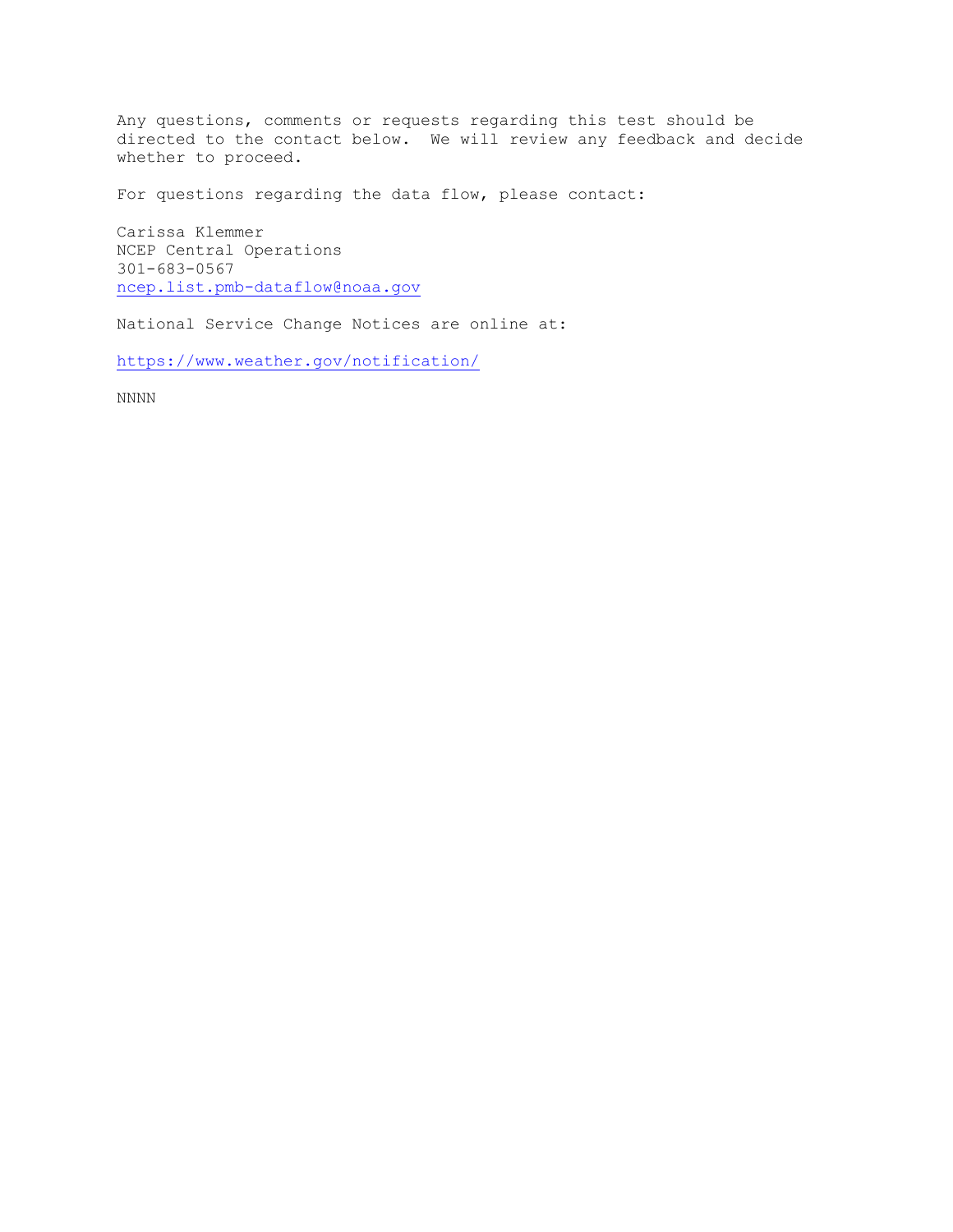Any questions, comments or requests regarding this test should be directed to the contact below. We will review any feedback and decide whether to proceed.

For questions regarding the data flow, please contact:

Carissa Klemmer
NCEP Central Operations
301-683-0567
ncep.list.pmb-dataflow@noaa.gov

National Service Change Notices are online at:

https://www.weather.gov/notification/

NNNN